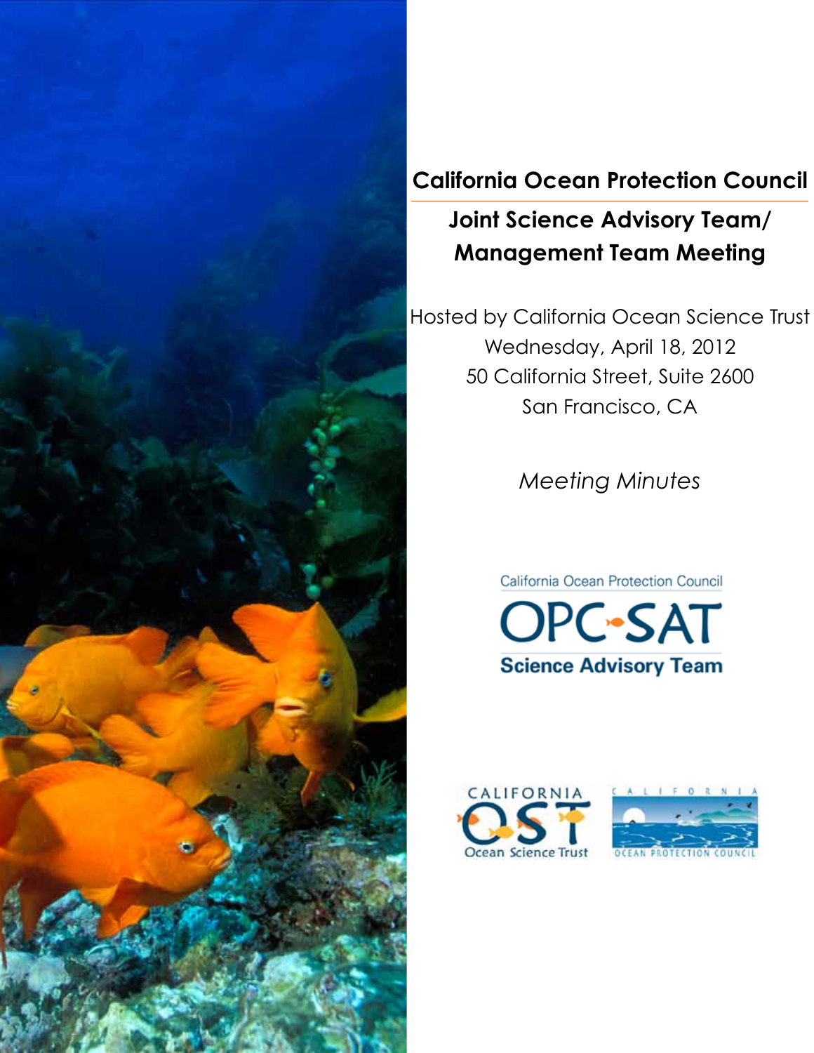# California Ocean Protection Council

## Joint Science Advisory Team/ Management Team Meeting

Hosted by California Ocean Science Trust
Wednesday, April 18, 2012
50 California Street, Suite 2600
San Francisco, CA

*Meeting Minutes*

California Ocean Protection Council
OPC-SAT
Science Advisory Team

CALIFORNIA OST Ocean Science Trust

CALIFORNIA OCEAN PROTECTION COUNCIL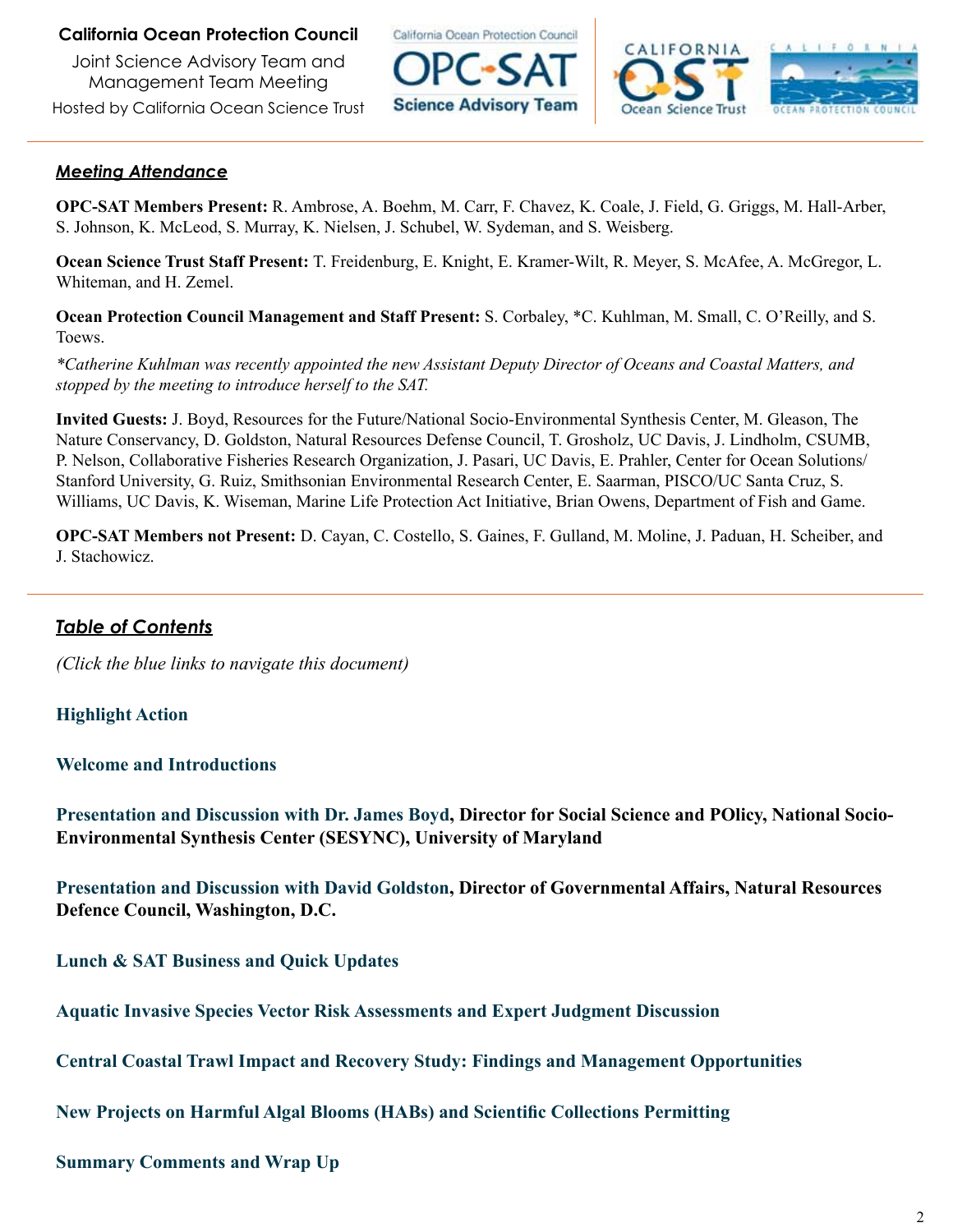California Ocean Protection Council

Joint Science Advisory Team and Management Team Meeting

Hosted by California Ocean Science Trust

## *Meeting Attendance*

**OPC-SAT Members Present:** R. Ambrose, A. Boehm, M. Carr, F. Chavez, K. Coale, J. Field, G. Griggs, M. Hall-Arber, S. Johnson, K. McLeod, S. Murray, K. Nielsen, J. Schubel, W. Sydeman, and S. Weisberg.

**Ocean Science Trust Staff Present:** T. Freidenburg, E. Knight, E. Kramer-Wilt, R. Meyer, S. McAfee, A. McGregor, L. Whiteman, and H. Zemel.

**Ocean Protection Council Management and Staff Present:** S. Corbaley, *C. Kuhlman, M. Small, C. O'Reilly, and S. Toews.

*\*Catherine Kuhlman was recently appointed the new Assistant Deputy Director of Oceans and Coastal Matters, and stopped by the meeting to introduce herself to the SAT.*

**Invited Guests:** J. Boyd, Resources for the Future/National Socio-Environmental Synthesis Center, M. Gleason, The Nature Conservancy, D. Goldston, Natural Resources Defense Council, T. Grosholz, UC Davis, J. Lindholm, CSUMB, P. Nelson, Collaborative Fisheries Research Organization, J. Pasari, UC Davis, E. Prahler, Center for Ocean Solutions/ Stanford University, G. Ruiz, Smithsonian Environmental Research Center, E. Saarman, PISCO/UC Santa Cruz, S. Williams, UC Davis, K. Wiseman, Marine Life Protection Act Initiative, Brian Owens, Department of Fish and Game.

**OPC-SAT Members not Present:** D. Cayan, C. Costello, S. Gaines, F. Gulland, M. Moline, J. Paduan, H. Scheiber, and J. Stachowicz.

## *Table of Contents*

*(Click the blue links to navigate this document)*

**Highlight Action**

**Welcome and Introductions**

**Presentation and Discussion with Dr. James Boyd, Director for Social Science and POlicy, National Socio-Environmental Synthesis Center (SESYNC), University of Maryland**

**Presentation and Discussion with David Goldston, Director of Governmental Affairs, Natural Resources Defence Council, Washington, D.C.**

**Lunch & SAT Business and Quick Updates**

**Aquatic Invasive Species Vector Risk Assessments and Expert Judgment Discussion**

**Central Coastal Trawl Impact and Recovery Study: Findings and Management Opportunities**

**New Projects on Harmful Algal Blooms (HABs) and Scientific Collections Permitting**

**Summary Comments and Wrap Up**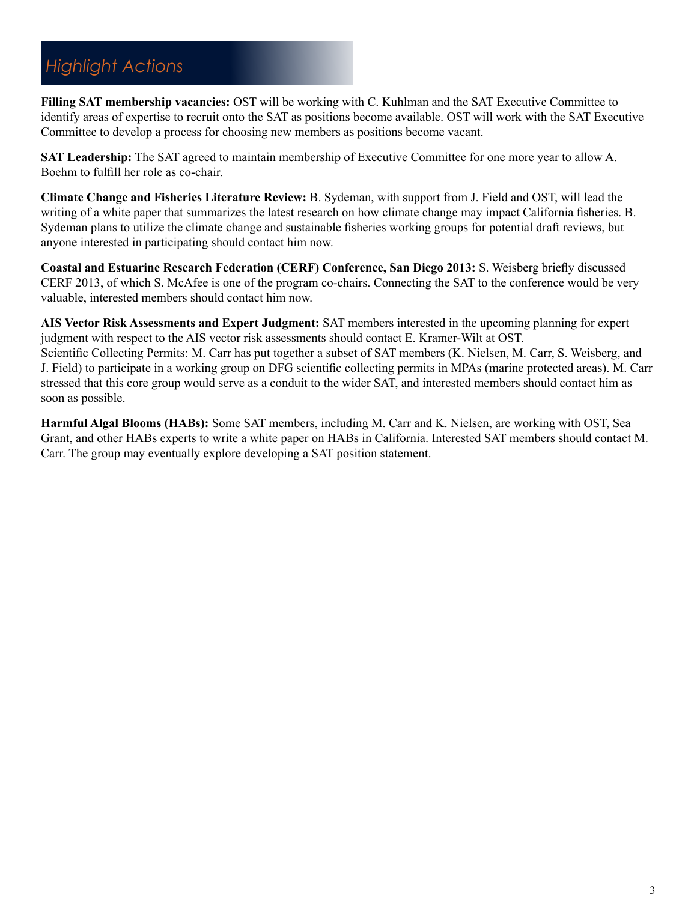## *Highlight Actions*

**Filling SAT membership vacancies:** OST will be working with C. Kuhlman and the SAT Executive Committee to identify areas of expertise to recruit onto the SAT as positions become available. OST will work with the SAT Executive Committee to develop a process for choosing new members as positions become vacant.

**SAT Leadership:** The SAT agreed to maintain membership of Executive Committee for one more year to allow A. Boehm to fulfill her role as co-chair.

**Climate Change and Fisheries Literature Review:** B. Sydeman, with support from J. Field and OST, will lead the writing of a white paper that summarizes the latest research on how climate change may impact California fisheries. B. Sydeman plans to utilize the climate change and sustainable fisheries working groups for potential draft reviews, but anyone interested in participating should contact him now.

**Coastal and Estuarine Research Federation (CERF) Conference, San Diego 2013:** S. Weisberg briefly discussed CERF 2013, of which S. McAfee is one of the program co-chairs. Connecting the SAT to the conference would be very valuable, interested members should contact him now.

**AIS Vector Risk Assessments and Expert Judgment:** SAT members interested in the upcoming planning for expert judgment with respect to the AIS vector risk assessments should contact E. Kramer-Wilt at OST.
Scientific Collecting Permits: M. Carr has put together a subset of SAT members (K. Nielsen, M. Carr, S. Weisberg, and J. Field) to participate in a working group on DFG scientific collecting permits in MPAs (marine protected areas). M. Carr stressed that this core group would serve as a conduit to the wider SAT, and interested members should contact him as soon as possible.

**Harmful Algal Blooms (HABs):** Some SAT members, including M. Carr and K. Nielsen, are working with OST, Sea Grant, and other HABs experts to write a white paper on HABs in California. Interested SAT members should contact M. Carr. The group may eventually explore developing a SAT position statement.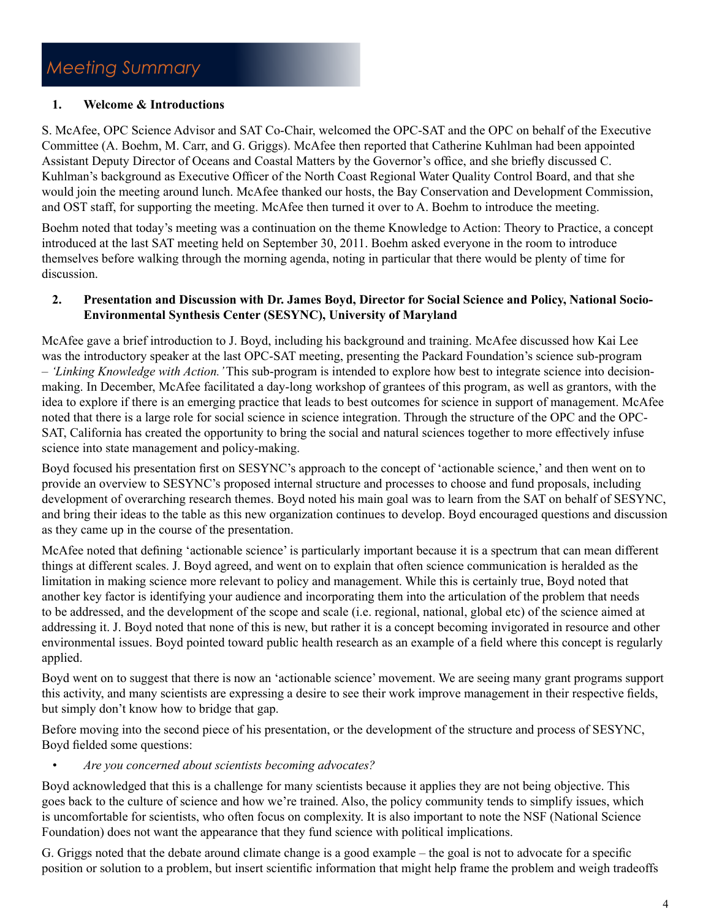# *Meeting Summary*

1. **Welcome & Introductions**

S. McAfee, OPC Science Advisor and SAT Co-Chair, welcomed the OPC-SAT and the OPC on behalf of the Executive Committee (A. Boehm, M. Carr, and G. Griggs). McAfee then reported that Catherine Kuhlman had been appointed Assistant Deputy Director of Oceans and Coastal Matters by the Governor's office, and she briefly discussed C. Kuhlman's background as Executive Officer of the North Coast Regional Water Quality Control Board, and that she would join the meeting around lunch. McAfee thanked our hosts, the Bay Conservation and Development Commission, and OST staff, for supporting the meeting. McAfee then turned it over to A. Boehm to introduce the meeting.

Boehm noted that today's meeting was a continuation on the theme Knowledge to Action: Theory to Practice, a concept introduced at the last SAT meeting held on September 30, 2011. Boehm asked everyone in the room to introduce themselves before walking through the morning agenda, noting in particular that there would be plenty of time for discussion.

2. **Presentation and Discussion with Dr. James Boyd, Director for Social Science and Policy, National Socio-Environmental Synthesis Center (SESYNC), University of Maryland**

McAfee gave a brief introduction to J. Boyd, including his background and training. McAfee discussed how Kai Lee was the introductory speaker at the last OPC-SAT meeting, presenting the Packard Foundation's science sub-program – *'Linking Knowledge with Action.'* This sub-program is intended to explore how best to integrate science into decision-making. In December, McAfee facilitated a day-long workshop of grantees of this program, as well as grantors, with the idea to explore if there is an emerging practice that leads to best outcomes for science in support of management. McAfee noted that there is a large role for social science in science integration. Through the structure of the OPC and the OPC-SAT, California has created the opportunity to bring the social and natural sciences together to more effectively infuse science into state management and policy-making.

Boyd focused his presentation first on SESYNC's approach to the concept of 'actionable science,' and then went on to provide an overview to SESYNC's proposed internal structure and processes to choose and fund proposals, including development of overarching research themes. Boyd noted his main goal was to learn from the SAT on behalf of SESYNC, and bring their ideas to the table as this new organization continues to develop. Boyd encouraged questions and discussion as they came up in the course of the presentation.

McAfee noted that defining 'actionable science' is particularly important because it is a spectrum that can mean different things at different scales. J. Boyd agreed, and went on to explain that often science communication is heralded as the limitation in making science more relevant to policy and management. While this is certainly true, Boyd noted that another key factor is identifying your audience and incorporating them into the articulation of the problem that needs to be addressed, and the development of the scope and scale (i.e. regional, national, global etc) of the science aimed at addressing it. J. Boyd noted that none of this is new, but rather it is a concept becoming invigorated in resource and other environmental issues. Boyd pointed toward public health research as an example of a field where this concept is regularly applied.

Boyd went on to suggest that there is now an 'actionable science' movement. We are seeing many grant programs support this activity, and many scientists are expressing a desire to see their work improve management in their respective fields, but simply don't know how to bridge that gap.

Before moving into the second piece of his presentation, or the development of the structure and process of SESYNC, Boyd fielded some questions:

- *Are you concerned about scientists becoming advocates?*

Boyd acknowledged that this is a challenge for many scientists because it applies they are not being objective. This goes back to the culture of science and how we're trained. Also, the policy community tends to simplify issues, which is uncomfortable for scientists, who often focus on complexity. It is also important to note the NSF (National Science Foundation) does not want the appearance that they fund science with political implications.

G. Griggs noted that the debate around climate change is a good example – the goal is not to advocate for a specific position or solution to a problem, but insert scientific information that might help frame the problem and weigh tradeoffs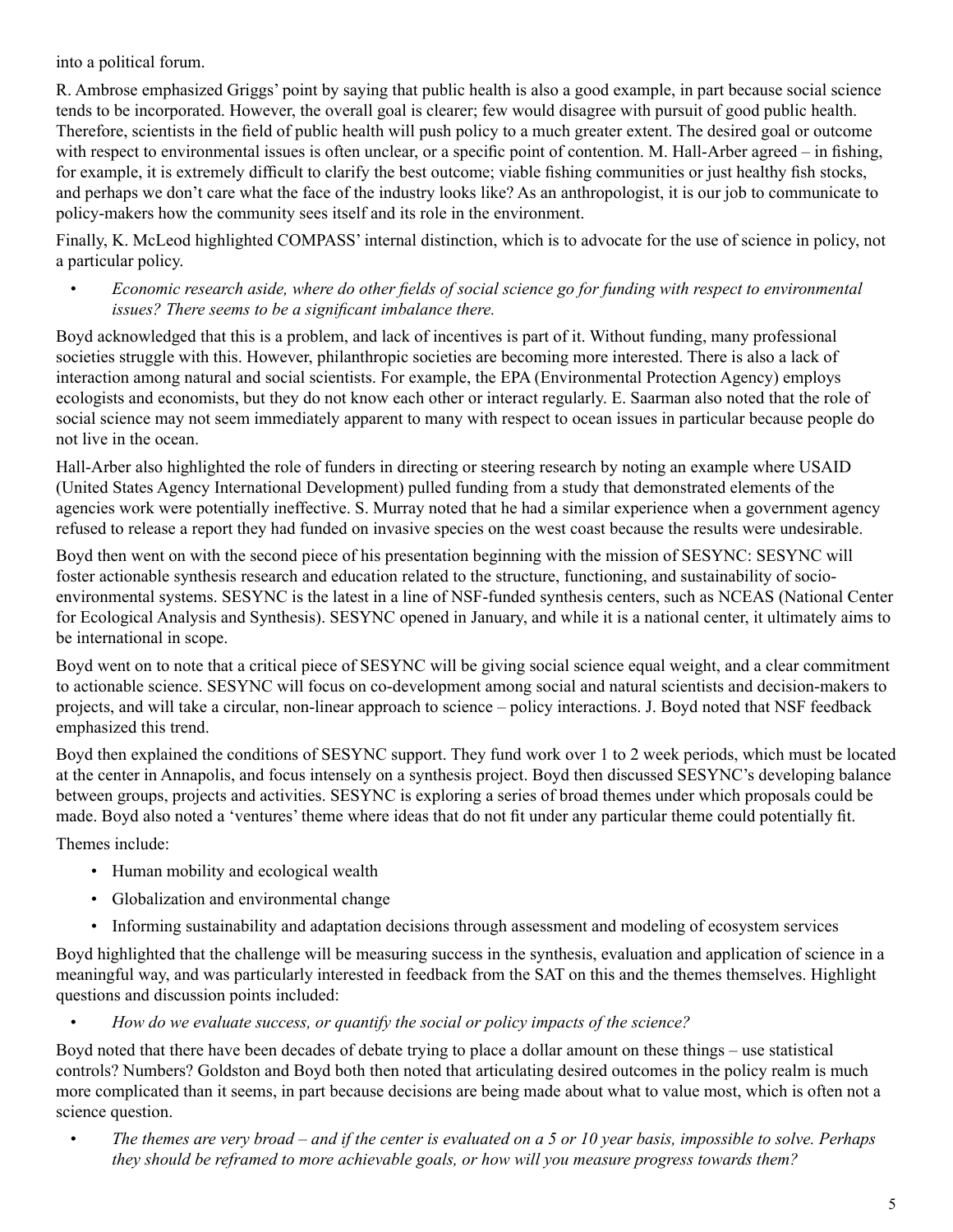into a political forum.

R. Ambrose emphasized Griggs' point by saying that public health is also a good example, in part because social science tends to be incorporated. However, the overall goal is clearer; few would disagree with pursuit of good public health. Therefore, scientists in the field of public health will push policy to a much greater extent. The desired goal or outcome with respect to environmental issues is often unclear, or a specific point of contention. M. Hall-Arber agreed – in fishing, for example, it is extremely difficult to clarify the best outcome; viable fishing communities or just healthy fish stocks, and perhaps we don't care what the face of the industry looks like? As an anthropologist, it is our job to communicate to policy-makers how the community sees itself and its role in the environment.

Finally, K. McLeod highlighted COMPASS' internal distinction, which is to advocate for the use of science in policy, not a particular policy.

- *Economic research aside, where do other fields of social science go for funding with respect to environmental issues? There seems to be a significant imbalance there.*

Boyd acknowledged that this is a problem, and lack of incentives is part of it. Without funding, many professional societies struggle with this. However, philanthropic societies are becoming more interested. There is also a lack of interaction among natural and social scientists. For example, the EPA (Environmental Protection Agency) employs ecologists and economists, but they do not know each other or interact regularly. E. Saarman also noted that the role of social science may not seem immediately apparent to many with respect to ocean issues in particular because people do not live in the ocean.

Hall-Arber also highlighted the role of funders in directing or steering research by noting an example where USAID (United States Agency International Development) pulled funding from a study that demonstrated elements of the agencies work were potentially ineffective. S. Murray noted that he had a similar experience when a government agency refused to release a report they had funded on invasive species on the west coast because the results were undesirable.

Boyd then went on with the second piece of his presentation beginning with the mission of SESYNC: SESYNC will foster actionable synthesis research and education related to the structure, functioning, and sustainability of socio-environmental systems. SESYNC is the latest in a line of NSF-funded synthesis centers, such as NCEAS (National Center for Ecological Analysis and Synthesis). SESYNC opened in January, and while it is a national center, it ultimately aims to be international in scope.

Boyd went on to note that a critical piece of SESYNC will be giving social science equal weight, and a clear commitment to actionable science. SESYNC will focus on co-development among social and natural scientists and decision-makers to projects, and will take a circular, non-linear approach to science – policy interactions. J. Boyd noted that NSF feedback emphasized this trend.

Boyd then explained the conditions of SESYNC support. They fund work over 1 to 2 week periods, which must be located at the center in Annapolis, and focus intensely on a synthesis project. Boyd then discussed SESYNC's developing balance between groups, projects and activities. SESYNC is exploring a series of broad themes under which proposals could be made. Boyd also noted a 'ventures' theme where ideas that do not fit under any particular theme could potentially fit.

Themes include:

- Human mobility and ecological wealth
- Globalization and environmental change
- Informing sustainability and adaptation decisions through assessment and modeling of ecosystem services

Boyd highlighted that the challenge will be measuring success in the synthesis, evaluation and application of science in a meaningful way, and was particularly interested in feedback from the SAT on this and the themes themselves. Highlight questions and discussion points included:

- *How do we evaluate success, or quantify the social or policy impacts of the science?*

Boyd noted that there have been decades of debate trying to place a dollar amount on these things – use statistical controls? Numbers? Goldston and Boyd both then noted that articulating desired outcomes in the policy realm is much more complicated than it seems, in part because decisions are being made about what to value most, which is often not a science question.

- *The themes are very broad – and if the center is evaluated on a 5 or 10 year basis, impossible to solve. Perhaps they should be reframed to more achievable goals, or how will you measure progress towards them?*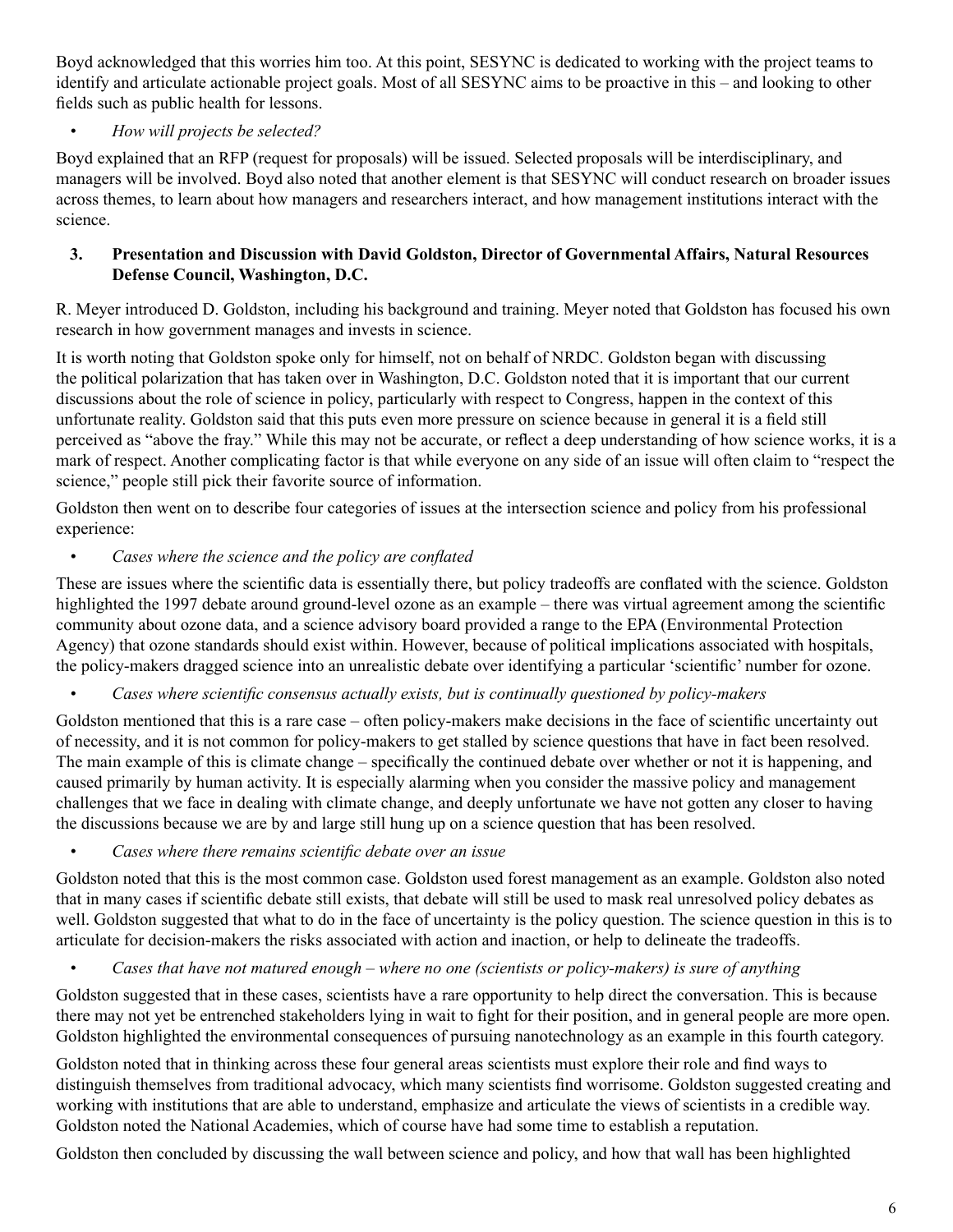Boyd acknowledged that this worries him too. At this point, SESYNC is dedicated to working with the project teams to identify and articulate actionable project goals. Most of all SESYNC aims to be proactive in this – and looking to other fields such as public health for lessons.

- *How will projects be selected?*

Boyd explained that an RFP (request for proposals) will be issued. Selected proposals will be interdisciplinary, and managers will be involved. Boyd also noted that another element is that SESYNC will conduct research on broader issues across themes, to learn about how managers and researchers interact, and how management institutions interact with the science.

### 3. Presentation and Discussion with David Goldston, Director of Governmental Affairs, Natural Resources Defense Council, Washington, D.C.

R. Meyer introduced D. Goldston, including his background and training. Meyer noted that Goldston has focused his own research in how government manages and invests in science.

It is worth noting that Goldston spoke only for himself, not on behalf of NRDC. Goldston began with discussing the political polarization that has taken over in Washington, D.C. Goldston noted that it is important that our current discussions about the role of science in policy, particularly with respect to Congress, happen in the context of this unfortunate reality. Goldston said that this puts even more pressure on science because in general it is a field still perceived as "above the fray." While this may not be accurate, or reflect a deep understanding of how science works, it is a mark of respect. Another complicating factor is that while everyone on any side of an issue will often claim to "respect the science," people still pick their favorite source of information.

Goldston then went on to describe four categories of issues at the intersection science and policy from his professional experience:

- *Cases where the science and the policy are conflated*

These are issues where the scientific data is essentially there, but policy tradeoffs are conflated with the science. Goldston highlighted the 1997 debate around ground-level ozone as an example – there was virtual agreement among the scientific community about ozone data, and a science advisory board provided a range to the EPA (Environmental Protection Agency) that ozone standards should exist within. However, because of political implications associated with hospitals, the policy-makers dragged science into an unrealistic debate over identifying a particular 'scientific' number for ozone.

- *Cases where scientific consensus actually exists, but is continually questioned by policy-makers*

Goldston mentioned that this is a rare case – often policy-makers make decisions in the face of scientific uncertainty out of necessity, and it is not common for policy-makers to get stalled by science questions that have in fact been resolved. The main example of this is climate change – specifically the continued debate over whether or not it is happening, and caused primarily by human activity. It is especially alarming when you consider the massive policy and management challenges that we face in dealing with climate change, and deeply unfortunate we have not gotten any closer to having the discussions because we are by and large still hung up on a science question that has been resolved.

- *Cases where there remains scientific debate over an issue*

Goldston noted that this is the most common case. Goldston used forest management as an example. Goldston also noted that in many cases if scientific debate still exists, that debate will still be used to mask real unresolved policy debates as well. Goldston suggested that what to do in the face of uncertainty is the policy question. The science question in this is to articulate for decision-makers the risks associated with action and inaction, or help to delineate the tradeoffs.

- *Cases that have not matured enough – where no one (scientists or policy-makers) is sure of anything*

Goldston suggested that in these cases, scientists have a rare opportunity to help direct the conversation. This is because there may not yet be entrenched stakeholders lying in wait to fight for their position, and in general people are more open. Goldston highlighted the environmental consequences of pursuing nanotechnology as an example in this fourth category.

Goldston noted that in thinking across these four general areas scientists must explore their role and find ways to distinguish themselves from traditional advocacy, which many scientists find worrisome. Goldston suggested creating and working with institutions that are able to understand, emphasize and articulate the views of scientists in a credible way. Goldston noted the National Academies, which of course have had some time to establish a reputation.

Goldston then concluded by discussing the wall between science and policy, and how that wall has been highlighted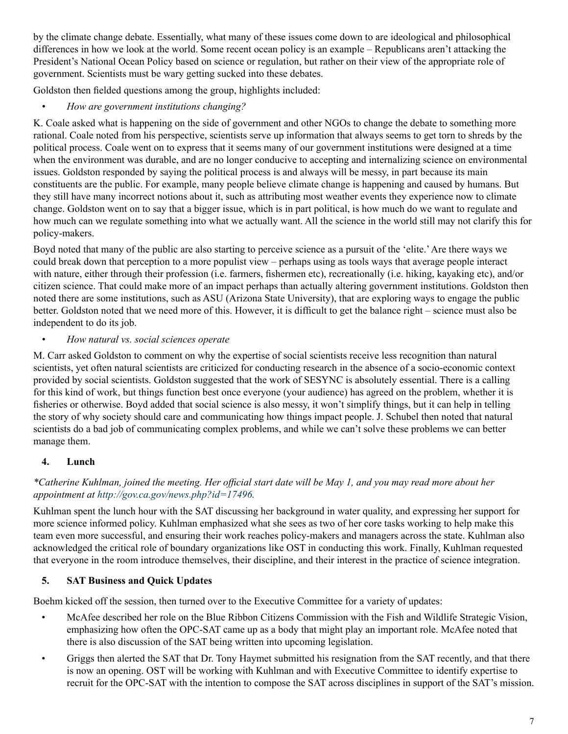by the climate change debate. Essentially, what many of these issues come down to are ideological and philosophical differences in how we look at the world. Some recent ocean policy is an example – Republicans aren't attacking the President's National Ocean Policy based on science or regulation, but rather on their view of the appropriate role of government. Scientists must be wary getting sucked into these debates.

Goldston then fielded questions among the group, highlights included:

- *How are government institutions changing?*

K. Coale asked what is happening on the side of government and other NGOs to change the debate to something more rational. Coale noted from his perspective, scientists serve up information that always seems to get torn to shreds by the political process. Coale went on to express that it seems many of our government institutions were designed at a time when the environment was durable, and are no longer conducive to accepting and internalizing science on environmental issues. Goldston responded by saying the political process is and always will be messy, in part because its main constituents are the public. For example, many people believe climate change is happening and caused by humans. But they still have many incorrect notions about it, such as attributing most weather events they experience now to climate change. Goldston went on to say that a bigger issue, which is in part political, is how much do we want to regulate and how much can we regulate something into what we actually want. All the science in the world still may not clarify this for policy-makers.

Boyd noted that many of the public are also starting to perceive science as a pursuit of the 'elite.' Are there ways we could break down that perception to a more populist view – perhaps using as tools ways that average people interact with nature, either through their profession (i.e. farmers, fishermen etc), recreationally (i.e. hiking, kayaking etc), and/or citizen science. That could make more of an impact perhaps than actually altering government institutions. Goldston then noted there are some institutions, such as ASU (Arizona State University), that are exploring ways to engage the public better. Goldston noted that we need more of this. However, it is difficult to get the balance right – science must also be independent to do its job.

- *How natural vs. social sciences operate*

M. Carr asked Goldston to comment on why the expertise of social scientists receive less recognition than natural scientists, yet often natural scientists are criticized for conducting research in the absence of a socio-economic context provided by social scientists. Goldston suggested that the work of SESYNC is absolutely essential. There is a calling for this kind of work, but things function best once everyone (your audience) has agreed on the problem, whether it is fisheries or otherwise. Boyd added that social science is also messy, it won't simplify things, but it can help in telling the story of why society should care and communicating how things impact people. J. Schubel then noted that natural scientists do a bad job of communicating complex problems, and while we can't solve these problems we can better manage them.

## 4. Lunch

*\*Catherine Kuhlman, joined the meeting. Her official start date will be May 1, and you may read more about her appointment at http://gov.ca.gov/news.php?id=17496.*

Kuhlman spent the lunch hour with the SAT discussing her background in water quality, and expressing her support for more science informed policy. Kuhlman emphasized what she sees as two of her core tasks working to help make this team even more successful, and ensuring their work reaches policy-makers and managers across the state. Kuhlman also acknowledged the critical role of boundary organizations like OST in conducting this work. Finally, Kuhlman requested that everyone in the room introduce themselves, their discipline, and their interest in the practice of science integration.

## 5. SAT Business and Quick Updates

Boehm kicked off the session, then turned over to the Executive Committee for a variety of updates:

- McAfee described her role on the Blue Ribbon Citizens Commission with the Fish and Wildlife Strategic Vision, emphasizing how often the OPC-SAT came up as a body that might play an important role. McAfee noted that there is also discussion of the SAT being written into upcoming legislation.
- Griggs then alerted the SAT that Dr. Tony Haymet submitted his resignation from the SAT recently, and that there is now an opening. OST will be working with Kuhlman and with Executive Committee to identify expertise to recruit for the OPC-SAT with the intention to compose the SAT across disciplines in support of the SAT's mission.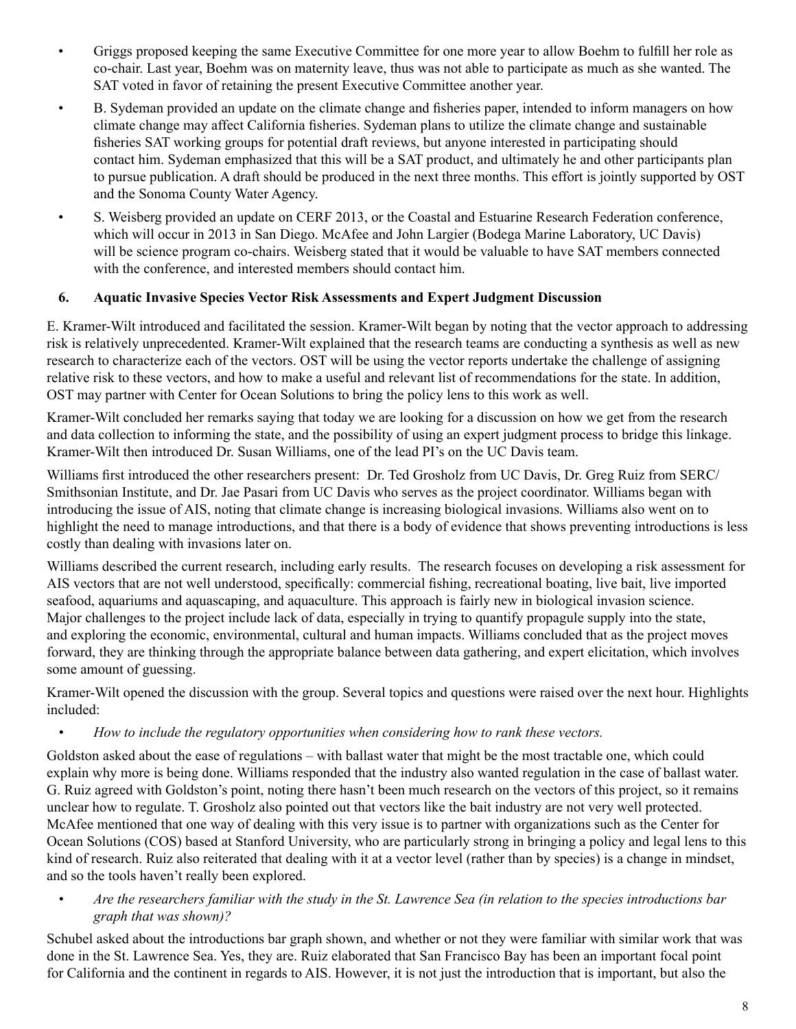- Griggs proposed keeping the same Executive Committee for one more year to allow Boehm to fulfill her role as co-chair. Last year, Boehm was on maternity leave, thus was not able to participate as much as she wanted. The SAT voted in favor of retaining the present Executive Committee another year.
- B. Sydeman provided an update on the climate change and fisheries paper, intended to inform managers on how climate change may affect California fisheries. Sydeman plans to utilize the climate change and sustainable fisheries SAT working groups for potential draft reviews, but anyone interested in participating should contact him. Sydeman emphasized that this will be a SAT product, and ultimately he and other participants plan to pursue publication. A draft should be produced in the next three months. This effort is jointly supported by OST and the Sonoma County Water Agency.
- S. Weisberg provided an update on CERF 2013, or the Coastal and Estuarine Research Federation conference, which will occur in 2013 in San Diego. McAfee and John Largier (Bodega Marine Laboratory, UC Davis) will be science program co-chairs. Weisberg stated that it would be valuable to have SAT members connected with the conference, and interested members should contact him.

## 6. Aquatic Invasive Species Vector Risk Assessments and Expert Judgment Discussion

E. Kramer-Wilt introduced and facilitated the session. Kramer-Wilt began by noting that the vector approach to addressing risk is relatively unprecedented. Kramer-Wilt explained that the research teams are conducting a synthesis as well as new research to characterize each of the vectors. OST will be using the vector reports undertake the challenge of assigning relative risk to these vectors, and how to make a useful and relevant list of recommendations for the state. In addition, OST may partner with Center for Ocean Solutions to bring the policy lens to this work as well.

Kramer-Wilt concluded her remarks saying that today we are looking for a discussion on how we get from the research and data collection to informing the state, and the possibility of using an expert judgment process to bridge this linkage. Kramer-Wilt then introduced Dr. Susan Williams, one of the lead PI's on the UC Davis team.

Williams first introduced the other researchers present: Dr. Ted Grosholz from UC Davis, Dr. Greg Ruiz from SERC/ Smithsonian Institute, and Dr. Jae Pasari from UC Davis who serves as the project coordinator. Williams began with introducing the issue of AIS, noting that climate change is increasing biological invasions. Williams also went on to highlight the need to manage introductions, and that there is a body of evidence that shows preventing introductions is less costly than dealing with invasions later on.

Williams described the current research, including early results. The research focuses on developing a risk assessment for AIS vectors that are not well understood, specifically: commercial fishing, recreational boating, live bait, live imported seafood, aquariums and aquascaping, and aquaculture. This approach is fairly new in biological invasion science. Major challenges to the project include lack of data, especially in trying to quantify propagule supply into the state, and exploring the economic, environmental, cultural and human impacts. Williams concluded that as the project moves forward, they are thinking through the appropriate balance between data gathering, and expert elicitation, which involves some amount of guessing.

Kramer-Wilt opened the discussion with the group. Several topics and questions were raised over the next hour. Highlights included:

- *How to include the regulatory opportunities when considering how to rank these vectors.*

Goldston asked about the ease of regulations – with ballast water that might be the most tractable one, which could explain why more is being done. Williams responded that the industry also wanted regulation in the case of ballast water. G. Ruiz agreed with Goldston's point, noting there hasn't been much research on the vectors of this project, so it remains unclear how to regulate. T. Grosholz also pointed out that vectors like the bait industry are not very well protected. McAfee mentioned that one way of dealing with this very issue is to partner with organizations such as the Center for Ocean Solutions (COS) based at Stanford University, who are particularly strong in bringing a policy and legal lens to this kind of research. Ruiz also reiterated that dealing with it at a vector level (rather than by species) is a change in mindset, and so the tools haven't really been explored.

- *Are the researchers familiar with the study in the St. Lawrence Sea (in relation to the species introductions bar graph that was shown)?*

Schubel asked about the introductions bar graph shown, and whether or not they were familiar with similar work that was done in the St. Lawrence Sea. Yes, they are. Ruiz elaborated that San Francisco Bay has been an important focal point for California and the continent in regards to AIS. However, it is not just the introduction that is important, but also the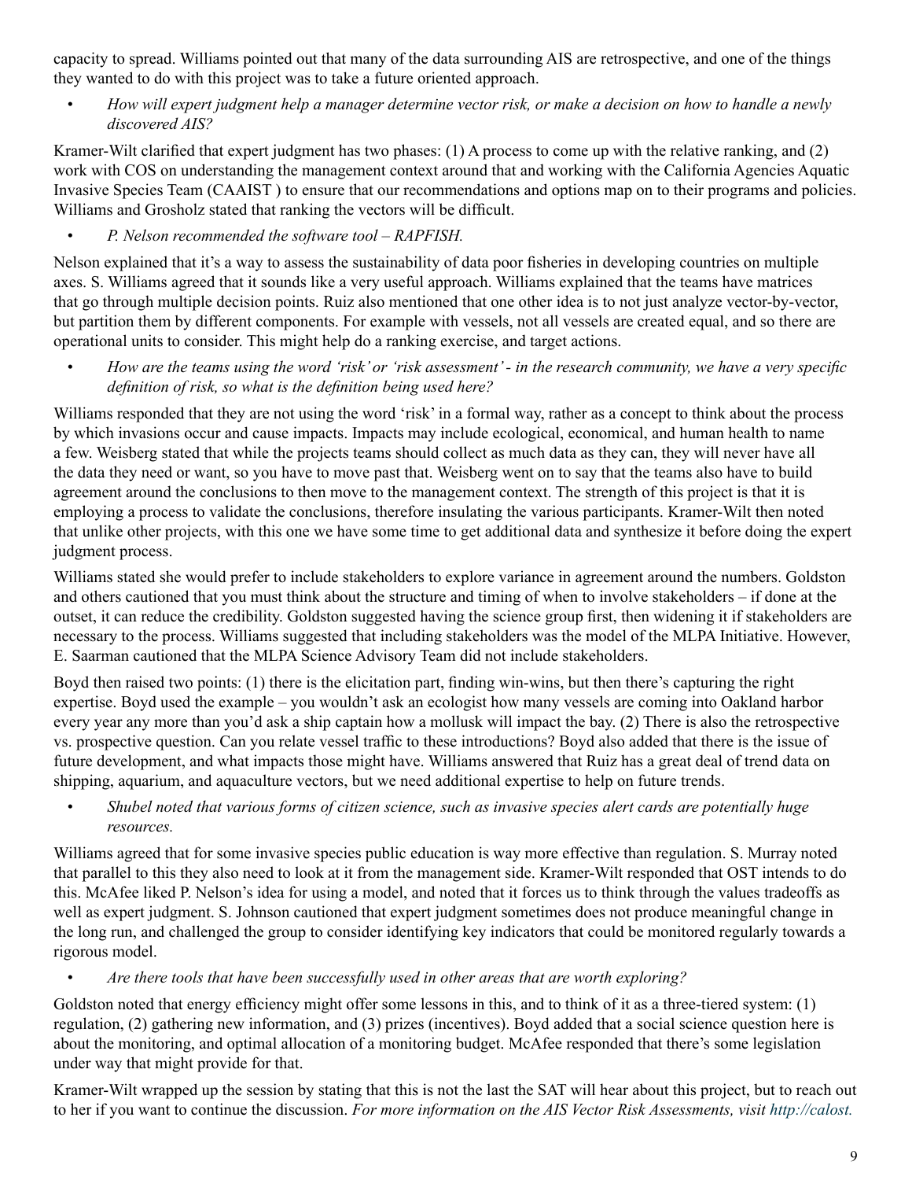capacity to spread. Williams pointed out that many of the data surrounding AIS are retrospective, and one of the things they wanted to do with this project was to take a future oriented approach.

- *How will expert judgment help a manager determine vector risk, or make a decision on how to handle a newly discovered AIS?*

Kramer-Wilt clarified that expert judgment has two phases: (1) A process to come up with the relative ranking, and (2) work with COS on understanding the management context around that and working with the California Agencies Aquatic Invasive Species Team (CAAIST ) to ensure that our recommendations and options map on to their programs and policies. Williams and Grosholz stated that ranking the vectors will be difficult.

- *P. Nelson recommended the software tool – RAPFISH.*

Nelson explained that it's a way to assess the sustainability of data poor fisheries in developing countries on multiple axes. S. Williams agreed that it sounds like a very useful approach. Williams explained that the teams have matrices that go through multiple decision points. Ruiz also mentioned that one other idea is to not just analyze vector-by-vector, but partition them by different components. For example with vessels, not all vessels are created equal, and so there are operational units to consider. This might help do a ranking exercise, and target actions.

- *How are the teams using the word 'risk' or 'risk assessment' - in the research community, we have a very specific definition of risk, so what is the definition being used here?*

Williams responded that they are not using the word 'risk' in a formal way, rather as a concept to think about the process by which invasions occur and cause impacts. Impacts may include ecological, economical, and human health to name a few. Weisberg stated that while the projects teams should collect as much data as they can, they will never have all the data they need or want, so you have to move past that. Weisberg went on to say that the teams also have to build agreement around the conclusions to then move to the management context. The strength of this project is that it is employing a process to validate the conclusions, therefore insulating the various participants. Kramer-Wilt then noted that unlike other projects, with this one we have some time to get additional data and synthesize it before doing the expert judgment process.

Williams stated she would prefer to include stakeholders to explore variance in agreement around the numbers. Goldston and others cautioned that you must think about the structure and timing of when to involve stakeholders – if done at the outset, it can reduce the credibility. Goldston suggested having the science group first, then widening it if stakeholders are necessary to the process. Williams suggested that including stakeholders was the model of the MLPA Initiative. However, E. Saarman cautioned that the MLPA Science Advisory Team did not include stakeholders.

Boyd then raised two points: (1) there is the elicitation part, finding win-wins, but then there's capturing the right expertise. Boyd used the example – you wouldn't ask an ecologist how many vessels are coming into Oakland harbor every year any more than you'd ask a ship captain how a mollusk will impact the bay. (2) There is also the retrospective vs. prospective question. Can you relate vessel traffic to these introductions? Boyd also added that there is the issue of future development, and what impacts those might have. Williams answered that Ruiz has a great deal of trend data on shipping, aquarium, and aquaculture vectors, but we need additional expertise to help on future trends.

- *Shubel noted that various forms of citizen science, such as invasive species alert cards are potentially huge resources.*

Williams agreed that for some invasive species public education is way more effective than regulation. S. Murray noted that parallel to this they also need to look at it from the management side. Kramer-Wilt responded that OST intends to do this. McAfee liked P. Nelson's idea for using a model, and noted that it forces us to think through the values tradeoffs as well as expert judgment. S. Johnson cautioned that expert judgment sometimes does not produce meaningful change in the long run, and challenged the group to consider identifying key indicators that could be monitored regularly towards a rigorous model.

- *Are there tools that have been successfully used in other areas that are worth exploring?*

Goldston noted that energy efficiency might offer some lessons in this, and to think of it as a three-tiered system: (1) regulation, (2) gathering new information, and (3) prizes (incentives). Boyd added that a social science question here is about the monitoring, and optimal allocation of a monitoring budget. McAfee responded that there's some legislation under way that might provide for that.

Kramer-Wilt wrapped up the session by stating that this is not the last the SAT will hear about this project, but to reach out to her if you want to continue the discussion. *For more information on the AIS Vector Risk Assessments, visit http://calost.*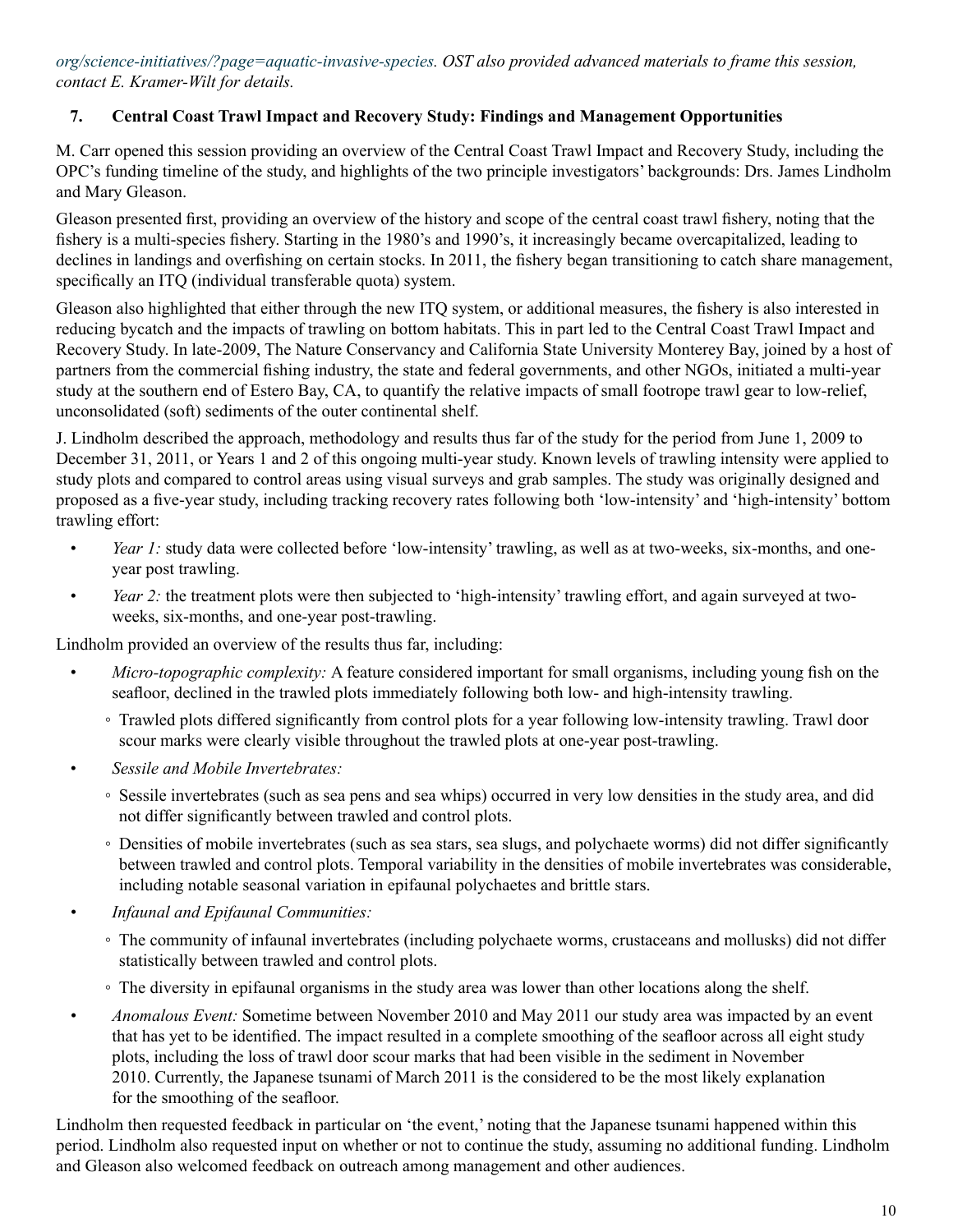*org/science-initiatives/?page=aquatic-invasive-species. OST also provided advanced materials to frame this session, contact E. Kramer-Wilt for details.*

## 7. Central Coast Trawl Impact and Recovery Study: Findings and Management Opportunities

M. Carr opened this session providing an overview of the Central Coast Trawl Impact and Recovery Study, including the OPC's funding timeline of the study, and highlights of the two principle investigators' backgrounds: Drs. James Lindholm and Mary Gleason.

Gleason presented first, providing an overview of the history and scope of the central coast trawl fishery, noting that the fishery is a multi-species fishery. Starting in the 1980's and 1990's, it increasingly became overcapitalized, leading to declines in landings and overfishing on certain stocks. In 2011, the fishery began transitioning to catch share management, specifically an ITQ (individual transferable quota) system.

Gleason also highlighted that either through the new ITQ system, or additional measures, the fishery is also interested in reducing bycatch and the impacts of trawling on bottom habitats. This in part led to the Central Coast Trawl Impact and Recovery Study. In late-2009, The Nature Conservancy and California State University Monterey Bay, joined by a host of partners from the commercial fishing industry, the state and federal governments, and other NGOs, initiated a multi-year study at the southern end of Estero Bay, CA, to quantify the relative impacts of small footrope trawl gear to low-relief, unconsolidated (soft) sediments of the outer continental shelf.

J. Lindholm described the approach, methodology and results thus far of the study for the period from June 1, 2009 to December 31, 2011, or Years 1 and 2 of this ongoing multi-year study. Known levels of trawling intensity were applied to study plots and compared to control areas using visual surveys and grab samples. The study was originally designed and proposed as a five-year study, including tracking recovery rates following both 'low-intensity' and 'high-intensity' bottom trawling effort:

- *Year 1:* study data were collected before 'low-intensity' trawling, as well as at two-weeks, six-months, and one-year post trawling.
- *Year 2:* the treatment plots were then subjected to 'high-intensity' trawling effort, and again surveyed at two-weeks, six-months, and one-year post-trawling.

Lindholm provided an overview of the results thus far, including:

- *Micro-topographic complexity:* A feature considered important for small organisms, including young fish on the seafloor, declined in the trawled plots immediately following both low- and high-intensity trawling.
  - Trawled plots differed significantly from control plots for a year following low-intensity trawling. Trawl door scour marks were clearly visible throughout the trawled plots at one-year post-trawling.
- *Sessile and Mobile Invertebrates:*
  - Sessile invertebrates (such as sea pens and sea whips) occurred in very low densities in the study area, and did not differ significantly between trawled and control plots.
  - Densities of mobile invertebrates (such as sea stars, sea slugs, and polychaete worms) did not differ significantly between trawled and control plots. Temporal variability in the densities of mobile invertebrates was considerable, including notable seasonal variation in epifaunal polychaetes and brittle stars.
- *Infaunal and Epifaunal Communities:*
  - The community of infaunal invertebrates (including polychaete worms, crustaceans and mollusks) did not differ statistically between trawled and control plots.
  - The diversity in epifaunal organisms in the study area was lower than other locations along the shelf.
- *Anomalous Event:* Sometime between November 2010 and May 2011 our study area was impacted by an event that has yet to be identified. The impact resulted in a complete smoothing of the seafloor across all eight study plots, including the loss of trawl door scour marks that had been visible in the sediment in November 2010. Currently, the Japanese tsunami of March 2011 is the considered to be the most likely explanation for the smoothing of the seafloor.

Lindholm then requested feedback in particular on 'the event,' noting that the Japanese tsunami happened within this period. Lindholm also requested input on whether or not to continue the study, assuming no additional funding. Lindholm and Gleason also welcomed feedback on outreach among management and other audiences.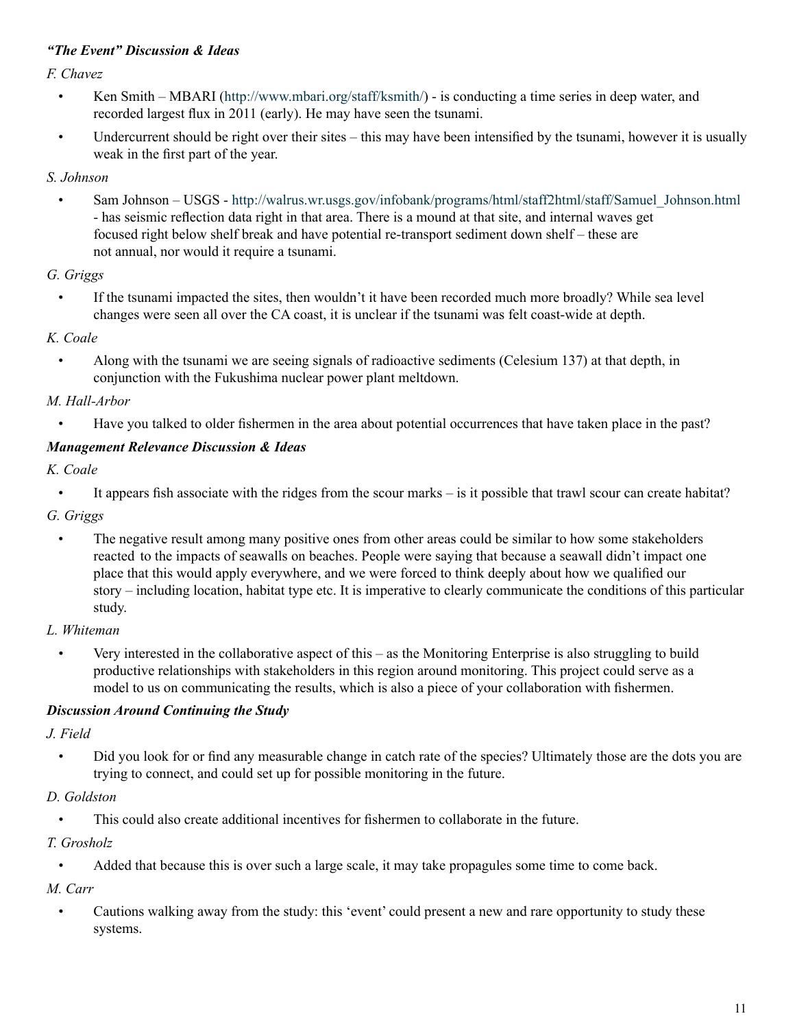***"The Event" Discussion & Ideas***

*F. Chavez*

- Ken Smith – MBARI (http://www.mbari.org/staff/ksmith/) - is conducting a time series in deep water, and recorded largest flux in 2011 (early). He may have seen the tsunami.
- Undercurrent should be right over their sites – this may have been intensified by the tsunami, however it is usually weak in the first part of the year.

*S. Johnson*

- Sam Johnson – USGS - http://walrus.wr.usgs.gov/infobank/programs/html/staff2html/staff/Samuel_Johnson.html - has seismic reflection data right in that area. There is a mound at that site, and internal waves get focused right below shelf break and have potential re-transport sediment down shelf – these are not annual, nor would it require a tsunami.

*G. Griggs*

- If the tsunami impacted the sites, then wouldn't it have been recorded much more broadly? While sea level changes were seen all over the CA coast, it is unclear if the tsunami was felt coast-wide at depth.

*K. Coale*

- Along with the tsunami we are seeing signals of radioactive sediments (Celesium 137) at that depth, in conjunction with the Fukushima nuclear power plant meltdown.

*M. Hall-Arbor*

- Have you talked to older fishermen in the area about potential occurrences that have taken place in the past?

***Management Relevance Discussion & Ideas***

*K. Coale*

- It appears fish associate with the ridges from the scour marks – is it possible that trawl scour can create habitat?

*G. Griggs*

- The negative result among many positive ones from other areas could be similar to how some stakeholders reacted to the impacts of seawalls on beaches. People were saying that because a seawall didn't impact one place that this would apply everywhere, and we were forced to think deeply about how we qualified our story – including location, habitat type etc. It is imperative to clearly communicate the conditions of this particular study.

*L. Whiteman*

- Very interested in the collaborative aspect of this – as the Monitoring Enterprise is also struggling to build productive relationships with stakeholders in this region around monitoring. This project could serve as a model to us on communicating the results, which is also a piece of your collaboration with fishermen.

***Discussion Around Continuing the Study***

*J. Field*

- Did you look for or find any measurable change in catch rate of the species? Ultimately those are the dots you are trying to connect, and could set up for possible monitoring in the future.

*D. Goldston*

- This could also create additional incentives for fishermen to collaborate in the future.

*T. Grosholz*

- Added that because this is over such a large scale, it may take propagules some time to come back.

*M. Carr*

- Cautions walking away from the study: this 'event' could present a new and rare opportunity to study these systems.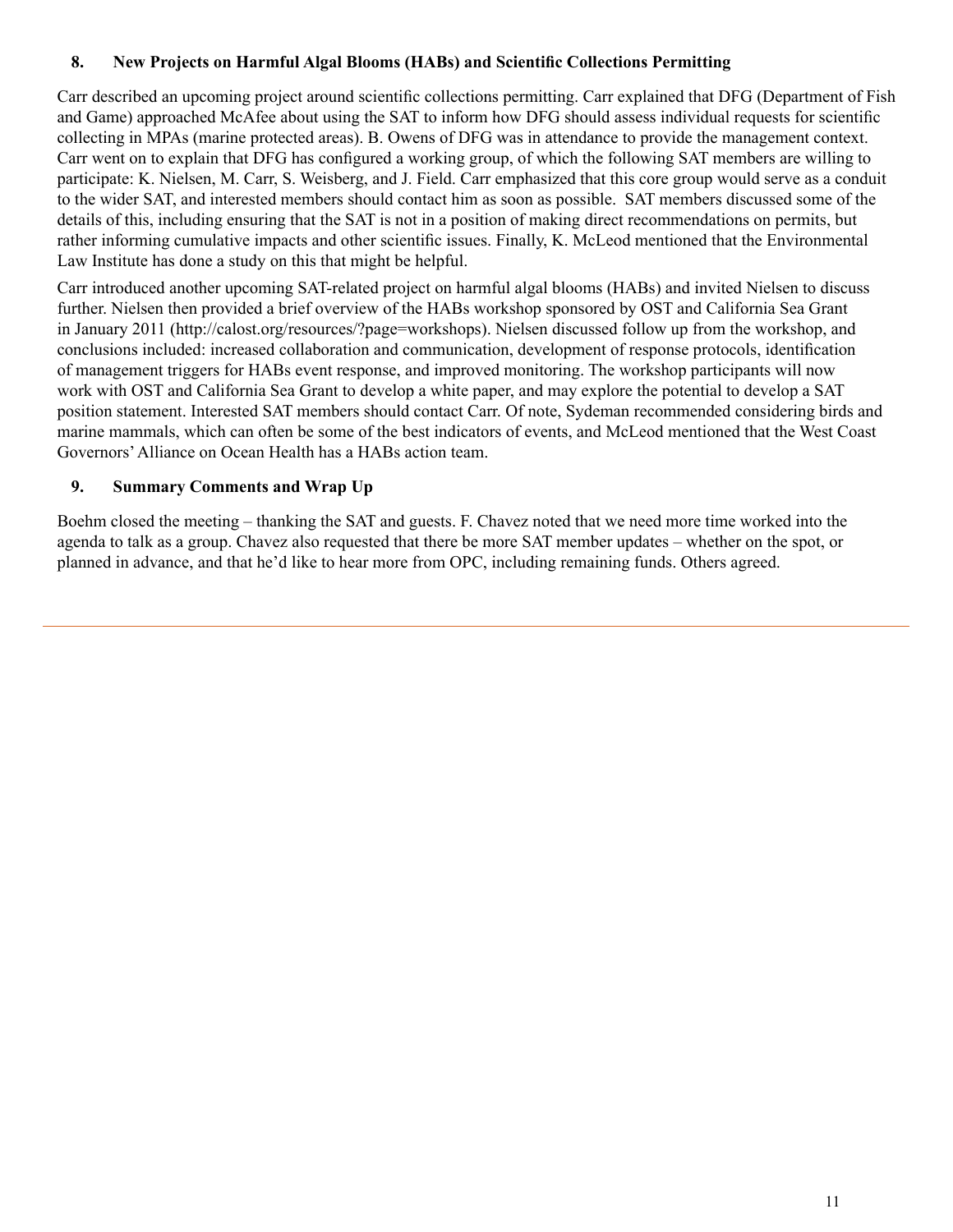## 8. New Projects on Harmful Algal Blooms (HABs) and Scientific Collections Permitting

Carr described an upcoming project around scientific collections permitting. Carr explained that DFG (Department of Fish and Game) approached McAfee about using the SAT to inform how DFG should assess individual requests for scientific collecting in MPAs (marine protected areas). B. Owens of DFG was in attendance to provide the management context. Carr went on to explain that DFG has configured a working group, of which the following SAT members are willing to participate: K. Nielsen, M. Carr, S. Weisberg, and J. Field. Carr emphasized that this core group would serve as a conduit to the wider SAT, and interested members should contact him as soon as possible. SAT members discussed some of the details of this, including ensuring that the SAT is not in a position of making direct recommendations on permits, but rather informing cumulative impacts and other scientific issues. Finally, K. McLeod mentioned that the Environmental Law Institute has done a study on this that might be helpful.

Carr introduced another upcoming SAT-related project on harmful algal blooms (HABs) and invited Nielsen to discuss further. Nielsen then provided a brief overview of the HABs workshop sponsored by OST and California Sea Grant in January 2011 (http://calost.org/resources/?page=workshops). Nielsen discussed follow up from the workshop, and conclusions included: increased collaboration and communication, development of response protocols, identification of management triggers for HABs event response, and improved monitoring. The workshop participants will now work with OST and California Sea Grant to develop a white paper, and may explore the potential to develop a SAT position statement. Interested SAT members should contact Carr. Of note, Sydeman recommended considering birds and marine mammals, which can often be some of the best indicators of events, and McLeod mentioned that the West Coast Governors' Alliance on Ocean Health has a HABs action team.

## 9. Summary Comments and Wrap Up

Boehm closed the meeting – thanking the SAT and guests. F. Chavez noted that we need more time worked into the agenda to talk as a group. Chavez also requested that there be more SAT member updates – whether on the spot, or planned in advance, and that he'd like to hear more from OPC, including remaining funds. Others agreed.